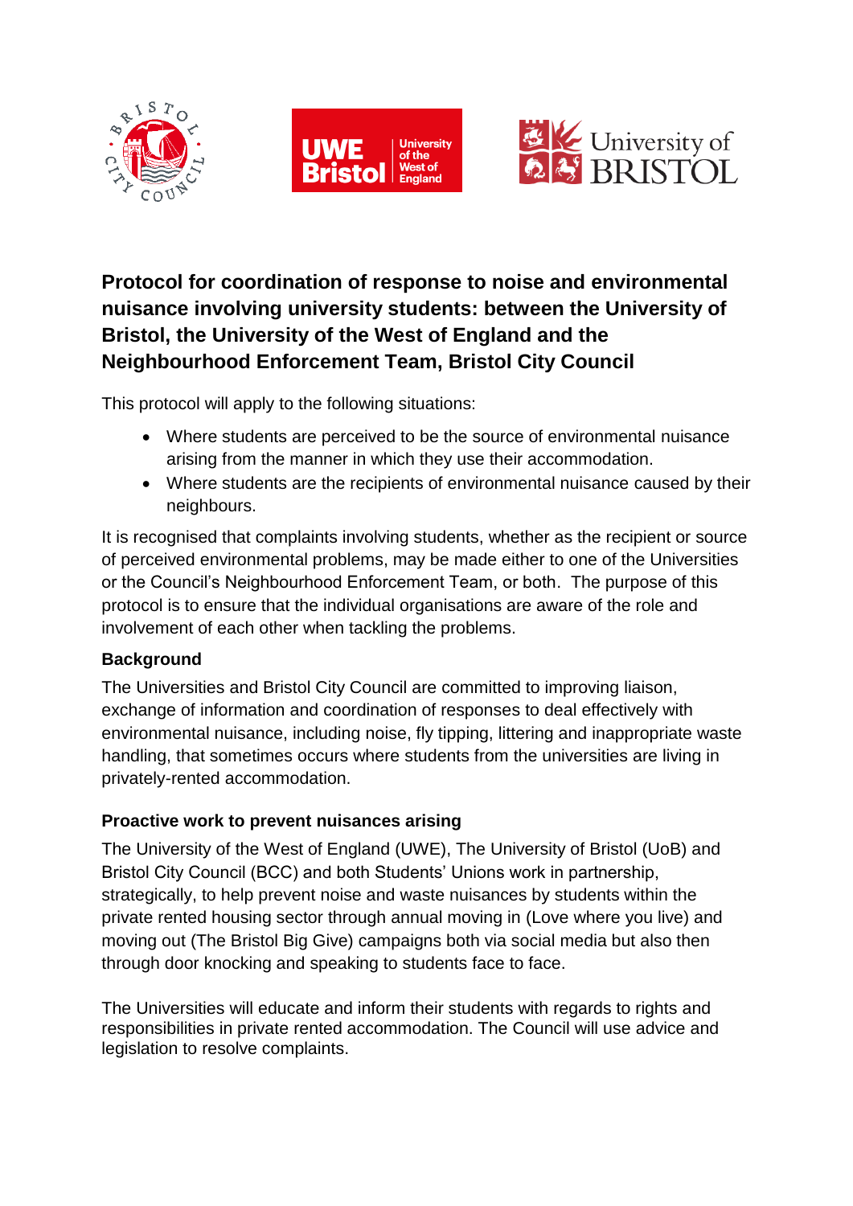# Protocol for coordination of response to noise and environmental nuisance involving university students: between the University of Bristol, the University of the West of England and the Neighbourhood Enforcement Team, Bristol City Council

This protocol will apply to the following situations:

- Where students are perceived to be the source of environmental nuisance arising from the manner in which they use their accommodation.
- Where students are the recipients of environmental nuisance caused by their neighbours.

It is recognised that complaints involving students, whether as the recipient or source of perceived environmental problems, may be made either to one of the Universities or the Council's Neighbourhood Enforcement Team, or both. The purpose of this protocol is to ensure that the individual organisations are aware of the role and involvement of each other when tackling the problems.

## Background

The Universities and Bristol City Council are committed to improving liaison, exchange of information and coordination of responses to deal effectively with environmental nuisance, including noise, fly tipping, littering and inappropriate waste handling, that sometimes occurs where students from the universities are living in privately-rented accommodation.

## Proactive work to prevent nuisances arising

The University of the West of England (UWE), The University of Bristol (UoB) and Bristol City Council (BCC) and both Students' Unions work in partnership, strategically, to help prevent noise and waste nuisances by students within the private rented housing sector through annual moving in (Love where you live) and moving out (The Bristol Big Give) campaigns both via social media but also then through door knocking and speaking to students face to face.

The Universities will educate and inform their students with regards to rights and responsibilities in private rented accommodation. The Council will use advice and legislation to resolve complaints.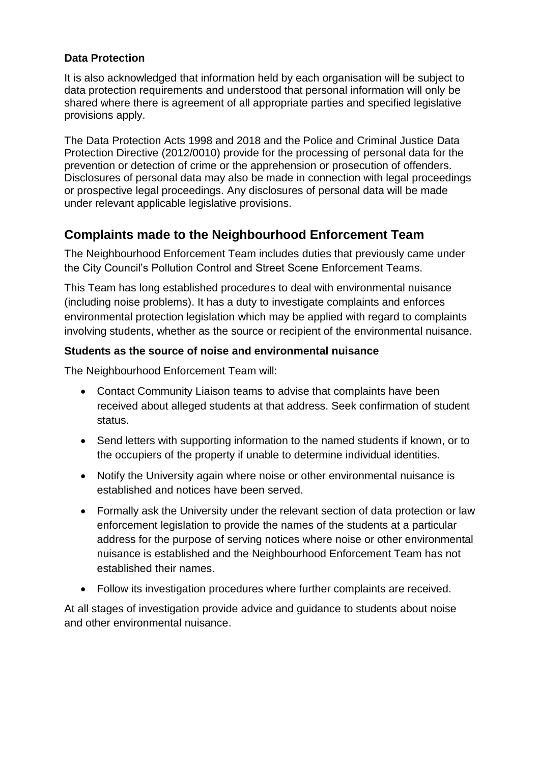**Data Protection**

It is also acknowledged that information held by each organisation will be subject to data protection requirements and understood that personal information will only be shared where there is agreement of all appropriate parties and specified legislative provisions apply.

The Data Protection Acts 1998 and 2018 and the Police and Criminal Justice Data Protection Directive (2012/0010) provide for the processing of personal data for the prevention or detection of crime or the apprehension or prosecution of offenders. Disclosures of personal data may also be made in connection with legal proceedings or prospective legal proceedings. Any disclosures of personal data will be made under relevant applicable legislative provisions.

## Complaints made to the Neighbourhood Enforcement Team

The Neighbourhood Enforcement Team includes duties that previously came under the City Council's Pollution Control and Street Scene Enforcement Teams.

This Team has long established procedures to deal with environmental nuisance (including noise problems). It has a duty to investigate complaints and enforces environmental protection legislation which may be applied with regard to complaints involving students, whether as the source or recipient of the environmental nuisance.

**Students as the source of noise and environmental nuisance**

The Neighbourhood Enforcement Team will:

- Contact Community Liaison teams to advise that complaints have been received about alleged students at that address. Seek confirmation of student status.
- Send letters with supporting information to the named students if known, or to the occupiers of the property if unable to determine individual identities.
- Notify the University again where noise or other environmental nuisance is established and notices have been served.
- Formally ask the University under the relevant section of data protection or law enforcement legislation to provide the names of the students at a particular address for the purpose of serving notices where noise or other environmental nuisance is established and the Neighbourhood Enforcement Team has not established their names.
- Follow its investigation procedures where further complaints are received.

At all stages of investigation provide advice and guidance to students about noise and other environmental nuisance.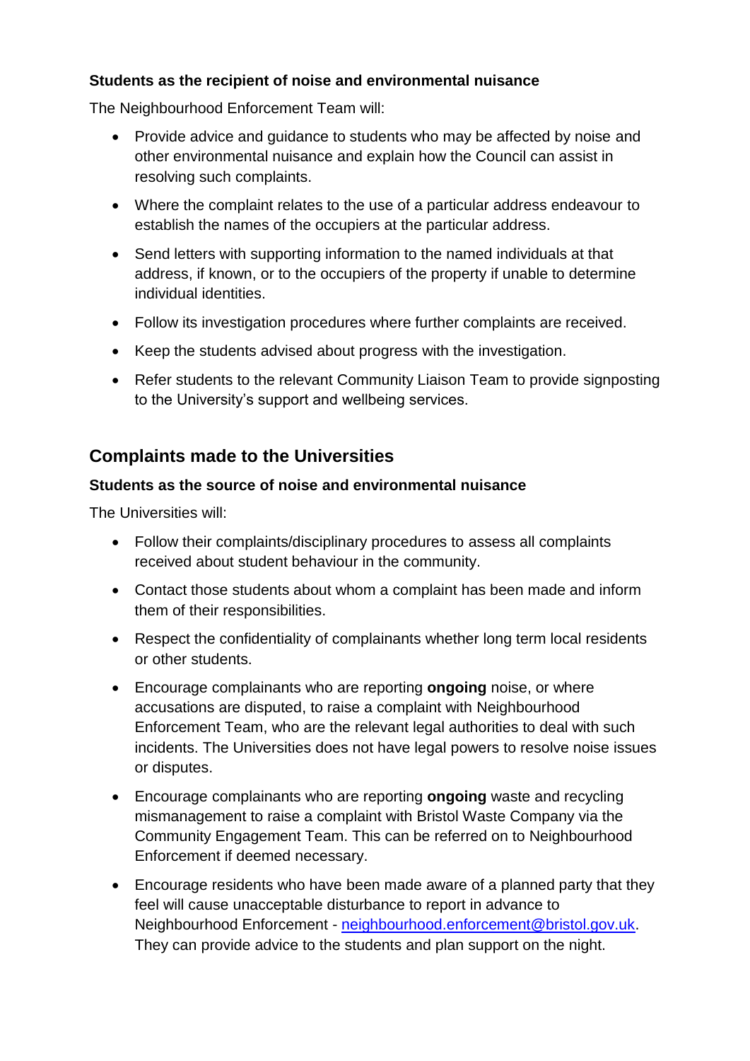**Students as the recipient of noise and environmental nuisance**

The Neighbourhood Enforcement Team will:

- Provide advice and guidance to students who may be affected by noise and other environmental nuisance and explain how the Council can assist in resolving such complaints.
- Where the complaint relates to the use of a particular address endeavour to establish the names of the occupiers at the particular address.
- Send letters with supporting information to the named individuals at that address, if known, or to the occupiers of the property if unable to determine individual identities.
- Follow its investigation procedures where further complaints are received.
- Keep the students advised about progress with the investigation.
- Refer students to the relevant Community Liaison Team to provide signposting to the University's support and wellbeing services.

## Complaints made to the Universities

**Students as the source of noise and environmental nuisance**

The Universities will:

- Follow their complaints/disciplinary procedures to assess all complaints received about student behaviour in the community.
- Contact those students about whom a complaint has been made and inform them of their responsibilities.
- Respect the confidentiality of complainants whether long term local residents or other students.
- Encourage complainants who are reporting **ongoing** noise, or where accusations are disputed, to raise a complaint with Neighbourhood Enforcement Team, who are the relevant legal authorities to deal with such incidents. The Universities does not have legal powers to resolve noise issues or disputes.
- Encourage complainants who are reporting **ongoing** waste and recycling mismanagement to raise a complaint with Bristol Waste Company via the Community Engagement Team. This can be referred on to Neighbourhood Enforcement if deemed necessary.
- Encourage residents who have been made aware of a planned party that they feel will cause unacceptable disturbance to report in advance to Neighbourhood Enforcement - [neighbourhood.enforcement@bristol.gov.uk](mailto:neighbourhood.enforcement@bristol.gov.uk). They can provide advice to the students and plan support on the night.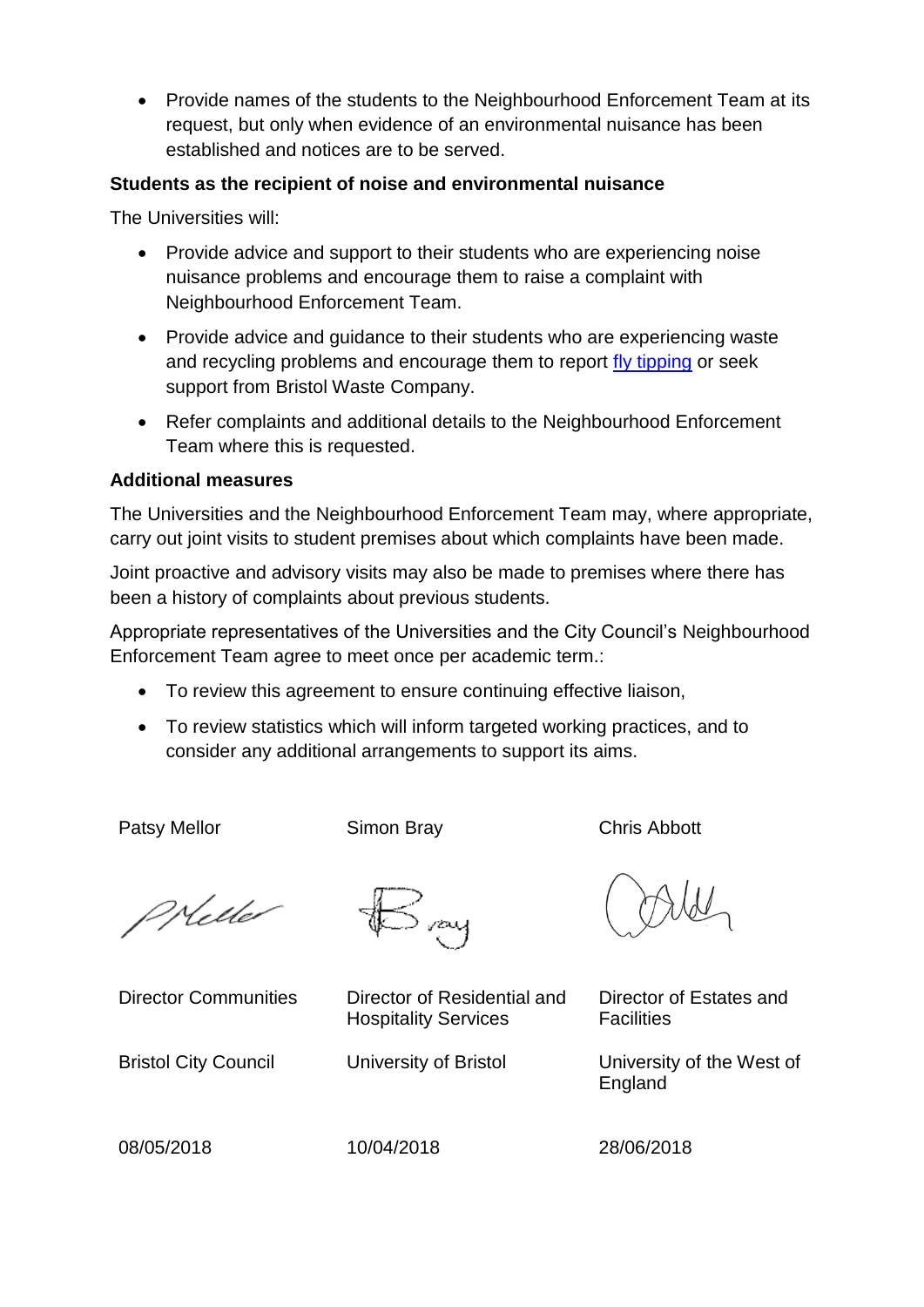- Provide names of the students to the Neighbourhood Enforcement Team at its request, but only when evidence of an environmental nuisance has been established and notices are to be served.

**Students as the recipient of noise and environmental nuisance**

The Universities will:

- Provide advice and support to their students who are experiencing noise nuisance problems and encourage them to raise a complaint with Neighbourhood Enforcement Team.
- Provide advice and guidance to their students who are experiencing waste and recycling problems and encourage them to report fly tipping or seek support from Bristol Waste Company.
- Refer complaints and additional details to the Neighbourhood Enforcement Team where this is requested.

**Additional measures**

The Universities and the Neighbourhood Enforcement Team may, where appropriate, carry out joint visits to student premises about which complaints have been made.

Joint proactive and advisory visits may also be made to premises where there has been a history of complaints about previous students.

Appropriate representatives of the Universities and the City Council's Neighbourhood Enforcement Team agree to meet once per academic term.:

- To review this agreement to ensure continuing effective liaison,
- To review statistics which will inform targeted working practices, and to consider any additional arrangements to support its aims.

| Patsy Mellor | Simon Bray | Chris Abbott |
|---|---|---|
| Director Communities | Director of Residential and Hospitality Services | Director of Estates and Facilities |
| Bristol City Council | University of Bristol | University of the West of England |
| 08/05/2018 | 10/04/2018 | 28/06/2018 |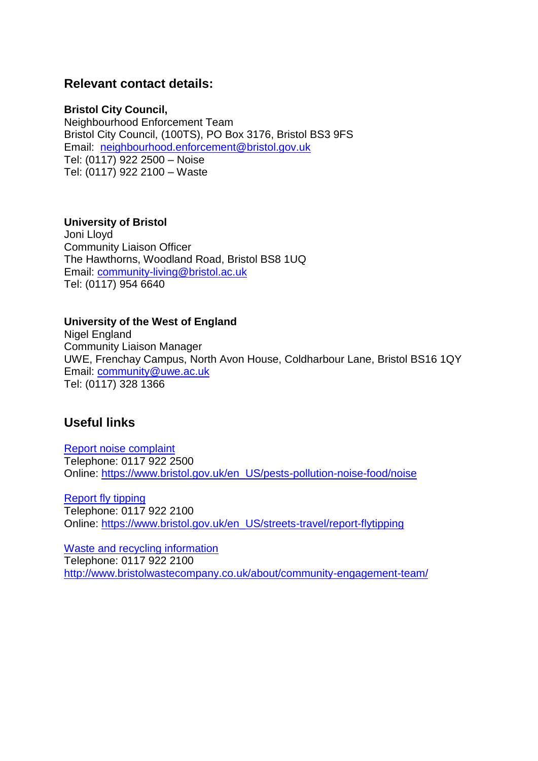## Relevant contact details:

**Bristol City Council,**
Neighbourhood Enforcement Team
Bristol City Council, (100TS), PO Box 3176, Bristol BS3 9FS
Email: neighbourhood.enforcement@bristol.gov.uk
Tel: (0117) 922 2500 – Noise
Tel: (0117) 922 2100 – Waste

**University of Bristol**
Joni Lloyd
Community Liaison Officer
The Hawthorns, Woodland Road, Bristol BS8 1UQ
Email: community-living@bristol.ac.uk
Tel: (0117) 954 6640

**University of the West of England**
Nigel England
Community Liaison Manager
UWE, Frenchay Campus, North Avon House, Coldharbour Lane, Bristol BS16 1QY
Email: community@uwe.ac.uk
Tel: (0117) 328 1366

## Useful links

Report noise complaint
Telephone: 0117 922 2500
Online: https://www.bristol.gov.uk/en_US/pests-pollution-noise-food/noise

Report fly tipping
Telephone: 0117 922 2100
Online: https://www.bristol.gov.uk/en_US/streets-travel/report-flytipping

Waste and recycling information
Telephone: 0117 922 2100
http://www.bristolwastecompany.co.uk/about/community-engagement-team/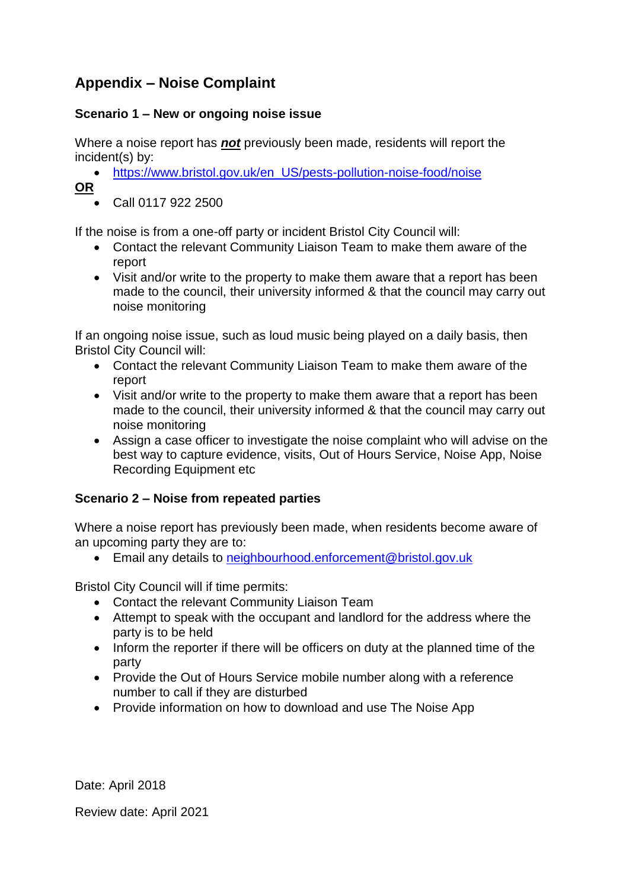## Appendix – Noise Complaint

### Scenario 1 – New or ongoing noise issue

Where a noise report has ***not*** previously been made, residents will report the incident(s) by:

- https://www.bristol.gov.uk/en_US/pests-pollution-noise-food/noise

**OR**

- Call 0117 922 2500

If the noise is from a one-off party or incident Bristol City Council will:

- Contact the relevant Community Liaison Team to make them aware of the report
- Visit and/or write to the property to make them aware that a report has been made to the council, their university informed & that the council may carry out noise monitoring

If an ongoing noise issue, such as loud music being played on a daily basis, then Bristol City Council will:

- Contact the relevant Community Liaison Team to make them aware of the report
- Visit and/or write to the property to make them aware that a report has been made to the council, their university informed & that the council may carry out noise monitoring
- Assign a case officer to investigate the noise complaint who will advise on the best way to capture evidence, visits, Out of Hours Service, Noise App, Noise Recording Equipment etc

### Scenario 2 – Noise from repeated parties

Where a noise report has previously been made, when residents become aware of an upcoming party they are to:

- Email any details to neighbourhood.enforcement@bristol.gov.uk

Bristol City Council will if time permits:

- Contact the relevant Community Liaison Team
- Attempt to speak with the occupant and landlord for the address where the party is to be held
- Inform the reporter if there will be officers on duty at the planned time of the party
- Provide the Out of Hours Service mobile number along with a reference number to call if they are disturbed
- Provide information on how to download and use The Noise App

Date: April 2018

Review date: April 2021